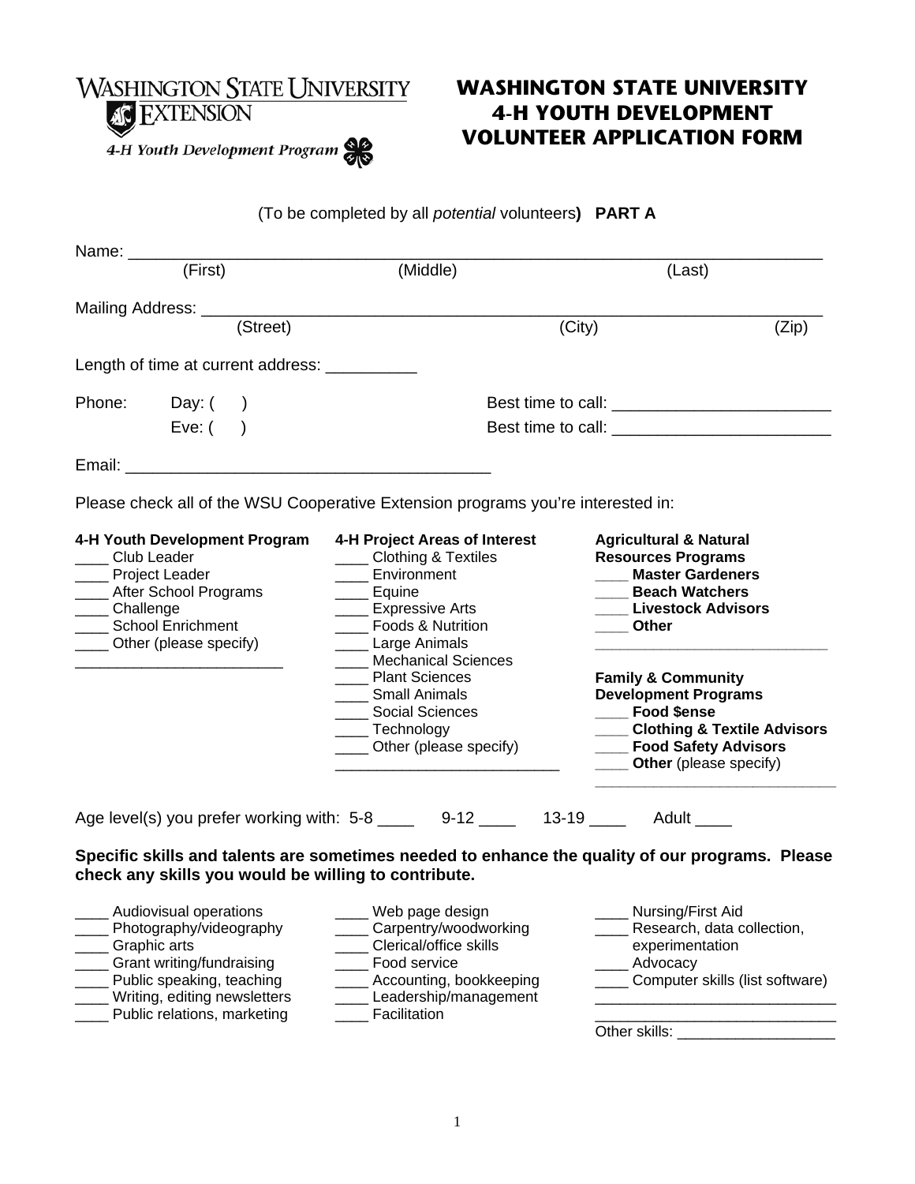Washington State University Extension

4-H Youth Development Program

# WASHINGTON STATE UNIVERSITY 4-H YOUTH DEVELOPMENT VOLUNTEER APPLICATION FORM

(To be completed by all *potential* volunteers**)** **PART A**

Name: ____________________________________________________________________
(First) (Middle) (Last)

Mailing Address: _____________________________________________________________
(Street) (City) (Zip)

Length of time at current address: __________

Phone: Day: ( ) Best time to call: ________________________

Eve: ( ) Best time to call: ________________________

Email: _______________________________________

Please check all of the WSU Cooperative Extension programs you're interested in:

**4-H Youth Development Program**
____ Club Leader
____ Project Leader
____ After School Programs
____ Challenge
____ School Enrichment
____ Other (please specify)
________________________

**4-H Project Areas of Interest**
____ Clothing & Textiles
____ Environment
____ Equine
____ Expressive Arts
____ Foods & Nutrition
____ Large Animals
____ Mechanical Sciences
____ Plant Sciences
____ Small Animals
____ Social Sciences
____ Technology
____ Other (please specify)
__________________________

**Agricultural & Natural Resources Programs**
____ **Master Gardeners**
____ **Beach Watchers**
____ **Livestock Advisors**
____ **Other**
____________________________

**Family & Community Development Programs**
____ **Food $ense**
____ **Clothing & Textile Advisors**
____ **Food Safety Advisors**
____ **Other** (please specify)
____________________________

Age level(s) you prefer working with: 5-8 ____ 9-12 ____ 13-19 ____ Adult ____

**Specific skills and talents are sometimes needed to enhance the quality of our programs. Please check any skills you would be willing to contribute.**

____ Audiovisual operations
____ Photography/videography
____ Graphic arts
____ Grant writing/fundraising
____ Public speaking, teaching
____ Writing, editing newsletters
____ Public relations, marketing

____ Web page design
____ Carpentry/woodworking
____ Clerical/office skills
____ Food service
____ Accounting, bookkeeping
____ Leadership/management
____ Facilitation

____ Nursing/First Aid
____ Research, data collection, experimentation
____ Advocacy
____ Computer skills (list software)
____________________________
____________________________
Other skills: ___________________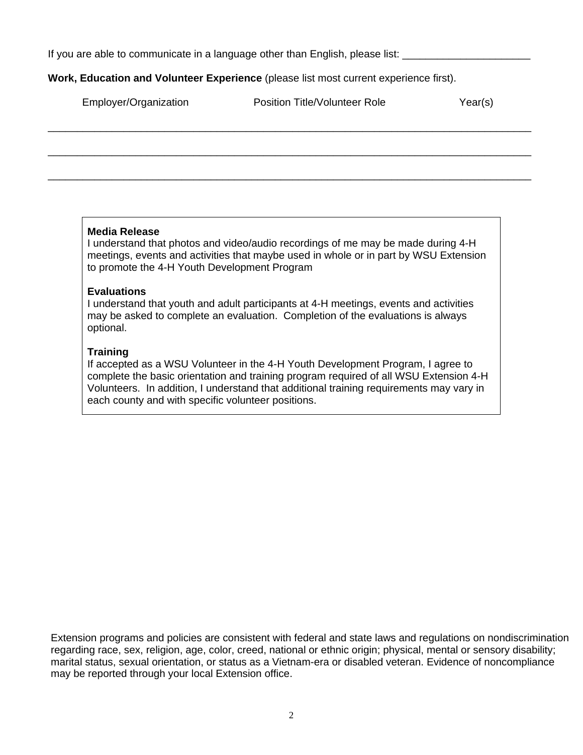If you are able to communicate in a language other than English, please list: ______________________

**Work, Education and Volunteer Experience** (please list most current experience first).

| Employer/Organization | Position Title/Volunteer Role | Year(s) |
|---|---|---|
| | | |
| | | |
| | | |

**Media Release**
I understand that photos and video/audio recordings of me may be made during 4-H meetings, events and activities that maybe used in whole or in part by WSU Extension to promote the 4-H Youth Development Program

**Evaluations**
I understand that youth and adult participants at 4-H meetings, events and activities may be asked to complete an evaluation. Completion of the evaluations is always optional.

**Training**
If accepted as a WSU Volunteer in the 4-H Youth Development Program, I agree to complete the basic orientation and training program required of all WSU Extension 4-H Volunteers. In addition, I understand that additional training requirements may vary in each county and with specific volunteer positions.

Extension programs and policies are consistent with federal and state laws and regulations on nondiscrimination regarding race, sex, religion, age, color, creed, national or ethnic origin; physical, mental or sensory disability; marital status, sexual orientation, or status as a Vietnam-era or disabled veteran. Evidence of noncompliance may be reported through your local Extension office.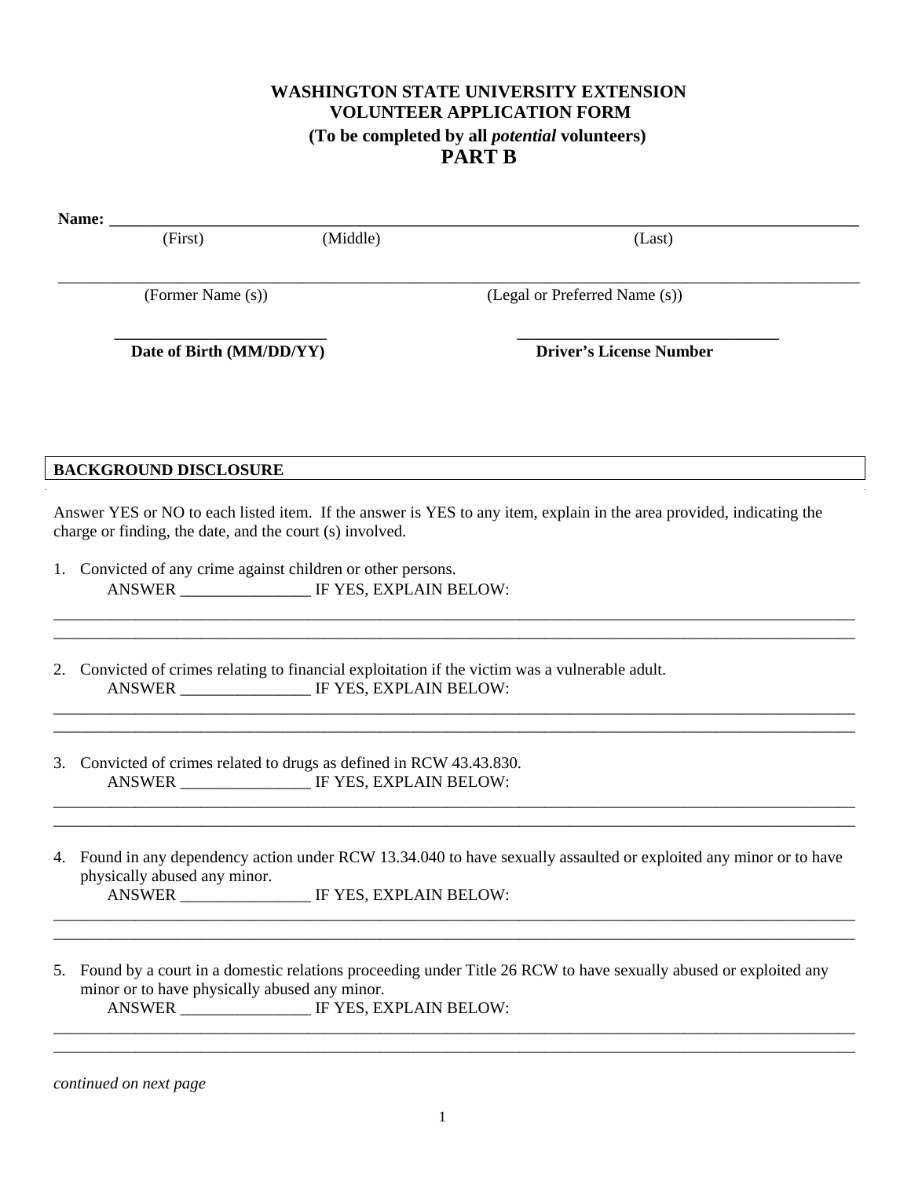**WASHINGTON STATE UNIVERSITY EXTENSION**
**VOLUNTEER APPLICATION FORM**
**(To be completed by all *potential* volunteers)**

# PART B

**Name:** ______________________________________________________________________________

(First) (Middle) (Last)

______________________________________________________________________________

(Former Name (s)) (Legal or Preferred Name (s))

__________________________ ________________________________

**Date of Birth (MM/DD/YY)** **Driver's License Number**

## BACKGROUND DISCLOSURE

Answer YES or NO to each listed item. If the answer is YES to any item, explain in the area provided, indicating the charge or finding, the date, and the court (s) involved.

1. Convicted of any crime against children or other persons.
   ANSWER ________________ IF YES, EXPLAIN BELOW:

______________________________________________________________________________
______________________________________________________________________________

2. Convicted of crimes relating to financial exploitation if the victim was a vulnerable adult.
   ANSWER ________________ IF YES, EXPLAIN BELOW:

______________________________________________________________________________
______________________________________________________________________________

3. Convicted of crimes related to drugs as defined in RCW 43.43.830.
   ANSWER ________________ IF YES, EXPLAIN BELOW:

______________________________________________________________________________
______________________________________________________________________________

4. Found in any dependency action under RCW 13.34.040 to have sexually assaulted or exploited any minor or to have physically abused any minor.
   ANSWER ________________ IF YES, EXPLAIN BELOW:

______________________________________________________________________________
______________________________________________________________________________

5. Found by a court in a domestic relations proceeding under Title 26 RCW to have sexually abused or exploited any minor or to have physically abused any minor.
   ANSWER ________________ IF YES, EXPLAIN BELOW:

______________________________________________________________________________
______________________________________________________________________________

*continued on next page*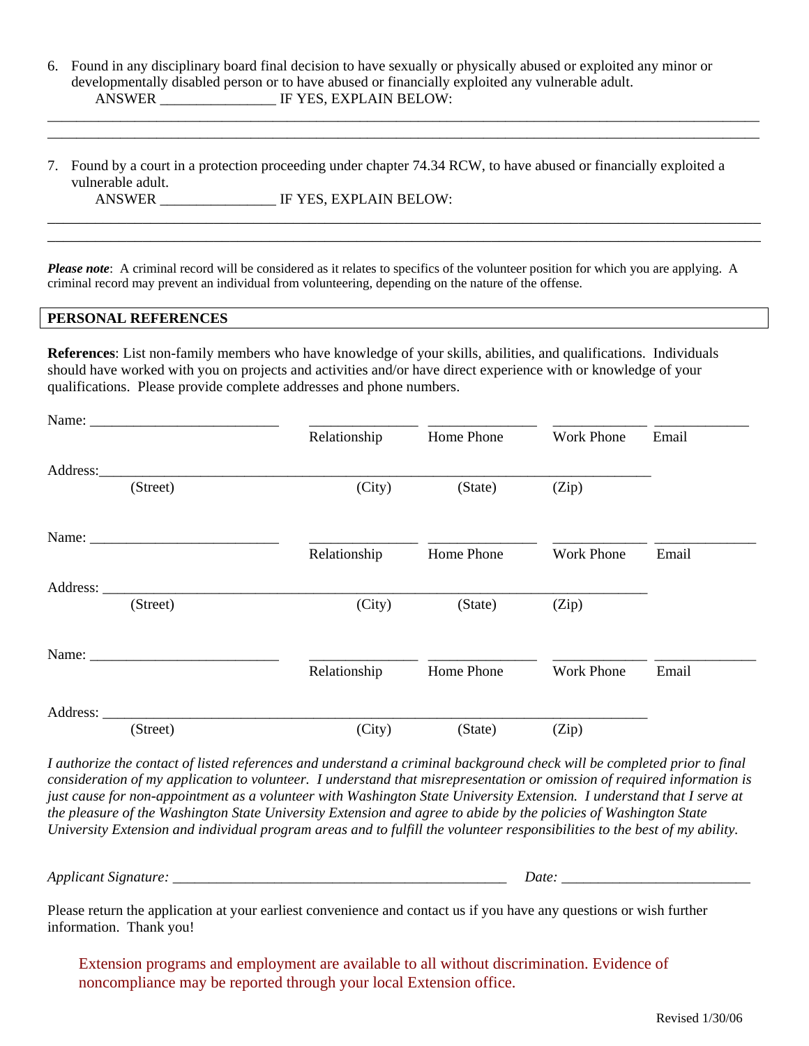6. Found in any disciplinary board final decision to have sexually or physically abused or exploited any minor or developmentally disabled person or to have abused or financially exploited any vulnerable adult.
   ANSWER ________________ IF YES, EXPLAIN BELOW:

______________________________________________________________________________________________
______________________________________________________________________________________________

7. Found by a court in a protection proceeding under chapter 74.34 RCW, to have abused or financially exploited a vulnerable adult.
   ANSWER ________________ IF YES, EXPLAIN BELOW:

______________________________________________________________________________________________
______________________________________________________________________________________________

***Please note***: A criminal record will be considered as it relates to specifics of the volunteer position for which you are applying. A criminal record may prevent an individual from volunteering, depending on the nature of the offense.

## PERSONAL REFERENCES

**References**: List non-family members who have knowledge of your skills, abilities, and qualifications. Individuals should have worked with you on projects and activities and/or have direct experience with or knowledge of your qualifications. Please provide complete addresses and phone numbers.

Name: __________________________ _______________ _______________ _____________ _____________
Relationship Home Phone Work Phone Email

Address: ____________________________________________________________________________
(Street) (City) (State) (Zip)

Name: __________________________ _______________ _______________ _____________ _____________
Relationship Home Phone Work Phone Email

Address: ____________________________________________________________________________
(Street) (City) (State) (Zip)

Name: __________________________ _______________ _______________ _____________ _____________
Relationship Home Phone Work Phone Email

Address: ____________________________________________________________________________
(Street) (City) (State) (Zip)

*I authorize the contact of listed references and understand a criminal background check will be completed prior to final consideration of my application to volunteer. I understand that misrepresentation or omission of required information is just cause for non-appointment as a volunteer with Washington State University Extension. I understand that I serve at the pleasure of the Washington State University Extension and agree to abide by the policies of Washington State University Extension and individual program areas and to fulfill the volunteer responsibilities to the best of my ability.*

*Applicant Signature:* ______________________________________________ *Date:* __________________________

Please return the application at your earliest convenience and contact us if you have any questions or wish further information. Thank you!

Extension programs and employment are available to all without discrimination. Evidence of noncompliance may be reported through your local Extension office.

Revised 1/30/06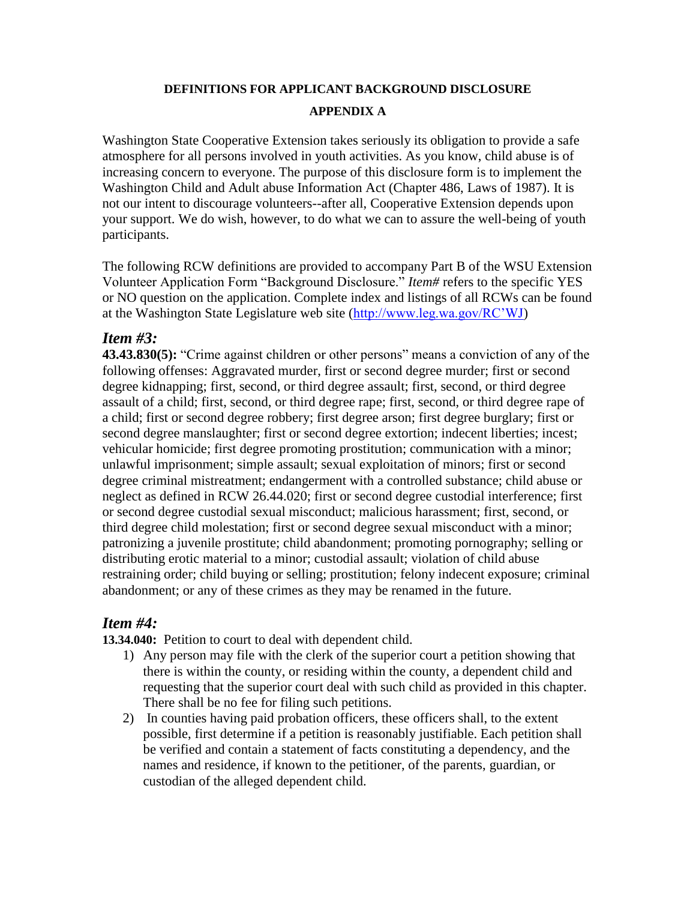**DEFINITIONS FOR APPLICANT BACKGROUND DISCLOSURE**

**APPENDIX A**

Washington State Cooperative Extension takes seriously its obligation to provide a safe atmosphere for all persons involved in youth activities. As you know, child abuse is of increasing concern to everyone. The purpose of this disclosure form is to implement the Washington Child and Adult abuse Information Act (Chapter 486, Laws of 1987). It is not our intent to discourage volunteers--after all, Cooperative Extension depends upon your support. We do wish, however, to do what we can to assure the well-being of youth participants.

The following RCW definitions are provided to accompany Part B of the WSU Extension Volunteer Application Form "Background Disclosure." *Item#* refers to the specific YES or NO question on the application. Complete index and listings of all RCWs can be found at the Washington State Legislature web site (http://www.leg.wa.gov/RC'WJ)

## *Item #3:*

**43.43.830(5):** "Crime against children or other persons" means a conviction of any of the following offenses: Aggravated murder, first or second degree murder; first or second degree kidnapping; first, second, or third degree assault; first, second, or third degree assault of a child; first, second, or third degree rape; first, second, or third degree rape of a child; first or second degree robbery; first degree arson; first degree burglary; first or second degree manslaughter; first or second degree extortion; indecent liberties; incest; vehicular homicide; first degree promoting prostitution; communication with a minor; unlawful imprisonment; simple assault; sexual exploitation of minors; first or second degree criminal mistreatment; endangerment with a controlled substance; child abuse or neglect as defined in RCW 26.44.020; first or second degree custodial interference; first or second degree custodial sexual misconduct; malicious harassment; first, second, or third degree child molestation; first or second degree sexual misconduct with a minor; patronizing a juvenile prostitute; child abandonment; promoting pornography; selling or distributing erotic material to a minor; custodial assault; violation of child abuse restraining order; child buying or selling; prostitution; felony indecent exposure; criminal abandonment; or any of these crimes as they may be renamed in the future.

## *Item #4:*

**13.34.040:** Petition to court to deal with dependent child.

1) Any person may file with the clerk of the superior court a petition showing that there is within the county, or residing within the county, a dependent child and requesting that the superior court deal with such child as provided in this chapter. There shall be no fee for filing such petitions.
2) In counties having paid probation officers, these officers shall, to the extent possible, first determine if a petition is reasonably justifiable. Each petition shall be verified and contain a statement of facts constituting a dependency, and the names and residence, if known to the petitioner, of the parents, guardian, or custodian of the alleged dependent child.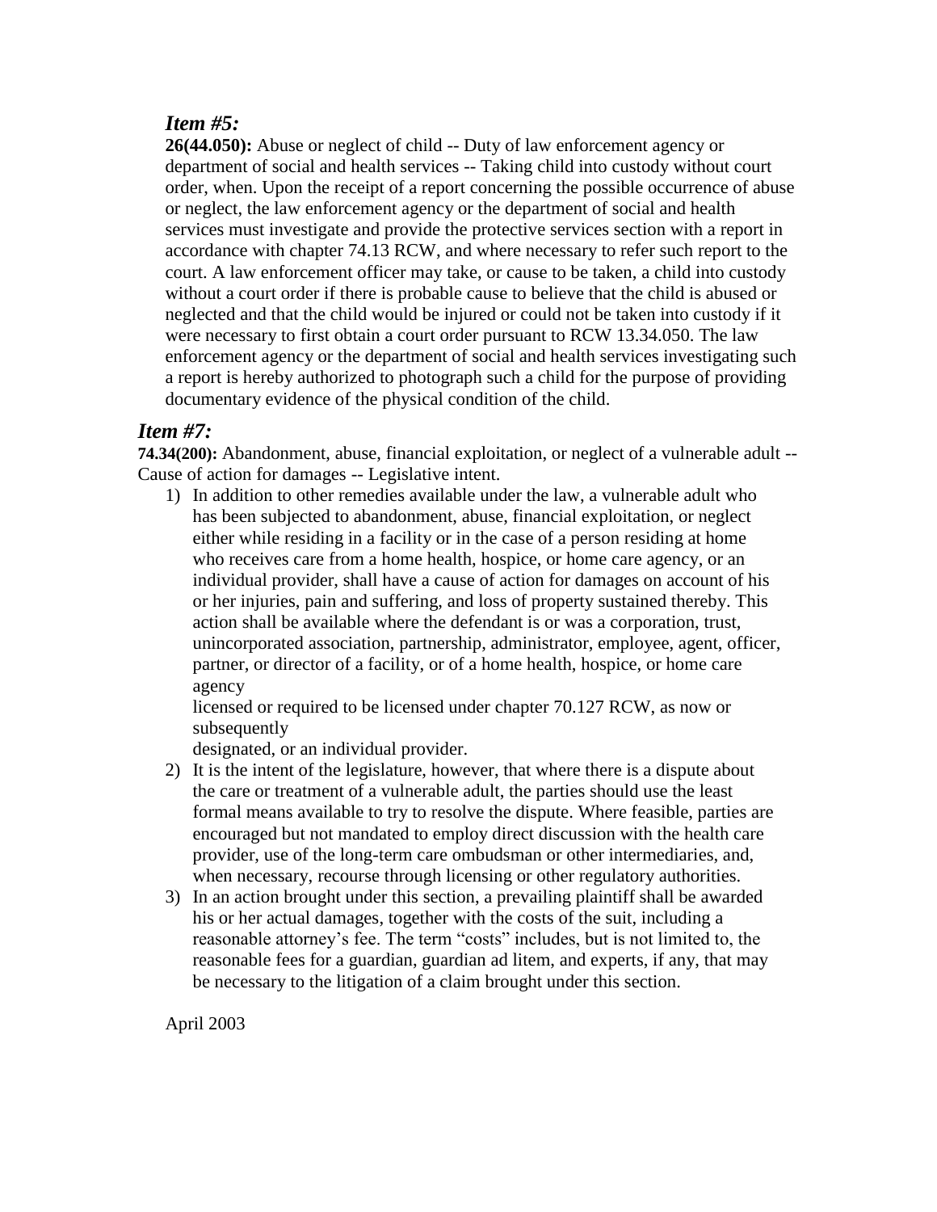### *Item #5:*

**26(44.050):** Abuse or neglect of child -- Duty of law enforcement agency or department of social and health services -- Taking child into custody without court order, when. Upon the receipt of a report concerning the possible occurrence of abuse or neglect, the law enforcement agency or the department of social and health services must investigate and provide the protective services section with a report in accordance with chapter 74.13 RCW, and where necessary to refer such report to the court. A law enforcement officer may take, or cause to be taken, a child into custody without a court order if there is probable cause to believe that the child is abused or neglected and that the child would be injured or could not be taken into custody if it were necessary to first obtain a court order pursuant to RCW 13.34.050. The law enforcement agency or the department of social and health services investigating such a report is hereby authorized to photograph such a child for the purpose of providing documentary evidence of the physical condition of the child.

### *Item #7:*

**74.34(200):** Abandonment, abuse, financial exploitation, or neglect of a vulnerable adult -- Cause of action for damages -- Legislative intent.

1) In addition to other remedies available under the law, a vulnerable adult who has been subjected to abandonment, abuse, financial exploitation, or neglect either while residing in a facility or in the case of a person residing at home who receives care from a home health, hospice, or home care agency, or an individual provider, shall have a cause of action for damages on account of his or her injuries, pain and suffering, and loss of property sustained thereby. This action shall be available where the defendant is or was a corporation, trust, unincorporated association, partnership, administrator, employee, agent, officer, partner, or director of a facility, or of a home health, hospice, or home care agency licensed or required to be licensed under chapter 70.127 RCW, as now or subsequently designated, or an individual provider.
2) It is the intent of the legislature, however, that where there is a dispute about the care or treatment of a vulnerable adult, the parties should use the least formal means available to try to resolve the dispute. Where feasible, parties are encouraged but not mandated to employ direct discussion with the health care provider, use of the long-term care ombudsman or other intermediaries, and, when necessary, recourse through licensing or other regulatory authorities.
3) In an action brought under this section, a prevailing plaintiff shall be awarded his or her actual damages, together with the costs of the suit, including a reasonable attorney's fee. The term "costs" includes, but is not limited to, the reasonable fees for a guardian, guardian ad litem, and experts, if any, that may be necessary to the litigation of a claim brought under this section.

April 2003